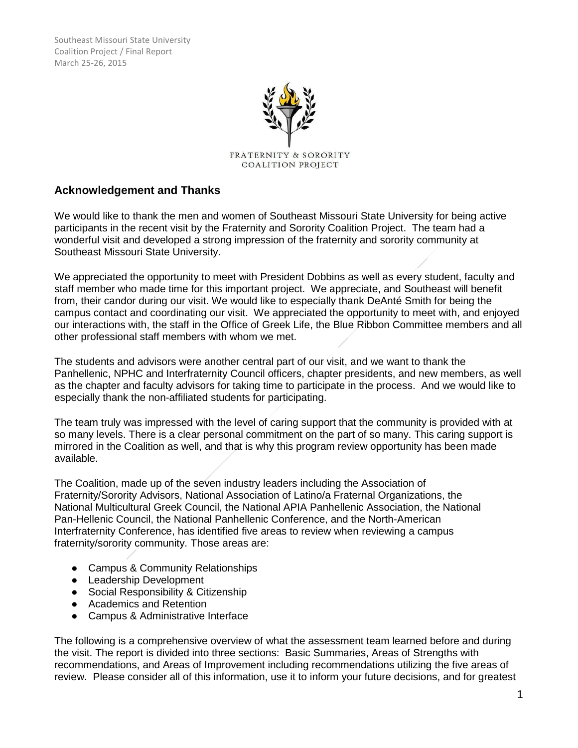## Acknowledgement and Thanks

We would like to thank the men and women of Southeast Missouri State University for being active participants in the recent visit by the Fraternity and Sorority Coalition Project. The team had a wonderful visit and developed a strong impression of the fraternity and sorority community at Southeast Missouri State University.

We appreciated the opportunity to meet with President Dobbins as well as every student, faculty and staff member who made time for this important project. We appreciate, and Southeast will benefit from, their candor during our visit. We would like to especially thank DeAnté Smith for being the campus contact and coordinating our visit. We appreciated the opportunity to meet with, and enjoyed our interactions with, the staff in the Office of Greek Life, the Blue Ribbon Committee members and all other professional staff members with whom we met.

The students and advisors were another central part of our visit, and we want to thank the Panhellenic, NPHC and Interfraternity Council officers, chapter presidents, and new members, as well as the chapter and faculty advisors for taking time to participate in the process. And we would like to especially thank the non-affiliated students for participating.

The team truly was impressed with the level of caring support that the community is provided with at so many levels. There is a clear personal commitment on the part of so many. This caring support is mirrored in the Coalition as well, and that is why this program review opportunity has been made available.

The Coalition, made up of the seven industry leaders including the Association of Fraternity/Sorority Advisors, National Association of Latino/a Fraternal Organizations, the National Multicultural Greek Council, the National APIA Panhellenic Association, the National Pan-Hellenic Council, the National Panhellenic Conference, and the North-American Interfraternity Conference, has identified five areas to review when reviewing a campus fraternity/sorority community. Those areas are:

- Campus & Community Relationships
- Leadership Development
- Social Responsibility & Citizenship
- Academics and Retention
- Campus & Administrative Interface

The following is a comprehensive overview of what the assessment team learned before and during the visit. The report is divided into three sections: Basic Summaries, Areas of Strengths with recommendations, and Areas of Improvement including recommendations utilizing the five areas of review. Please consider all of this information, use it to inform your future decisions, and for greatest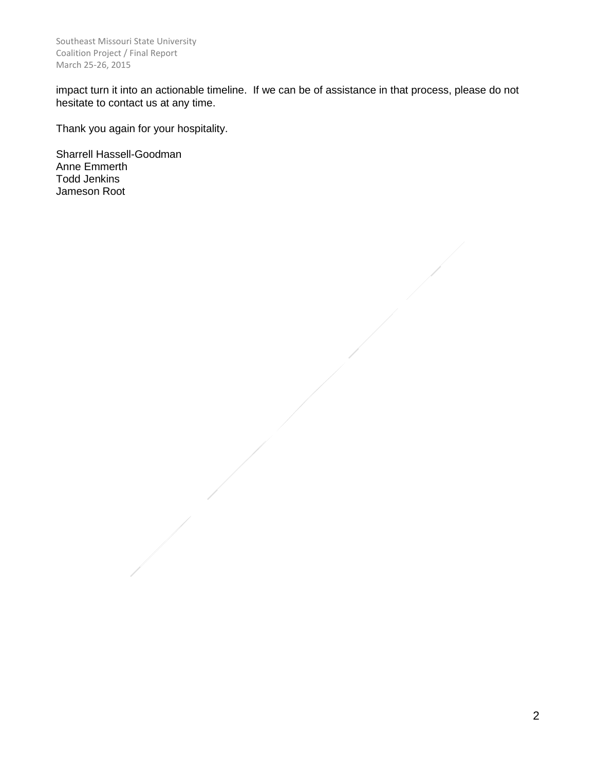impact turn it into an actionable timeline. If we can be of assistance in that process, please do not hesitate to contact us at any time.

Thank you again for your hospitality.

Sharrell Hassell-Goodman
Anne Emmerth
Todd Jenkins
Jameson Root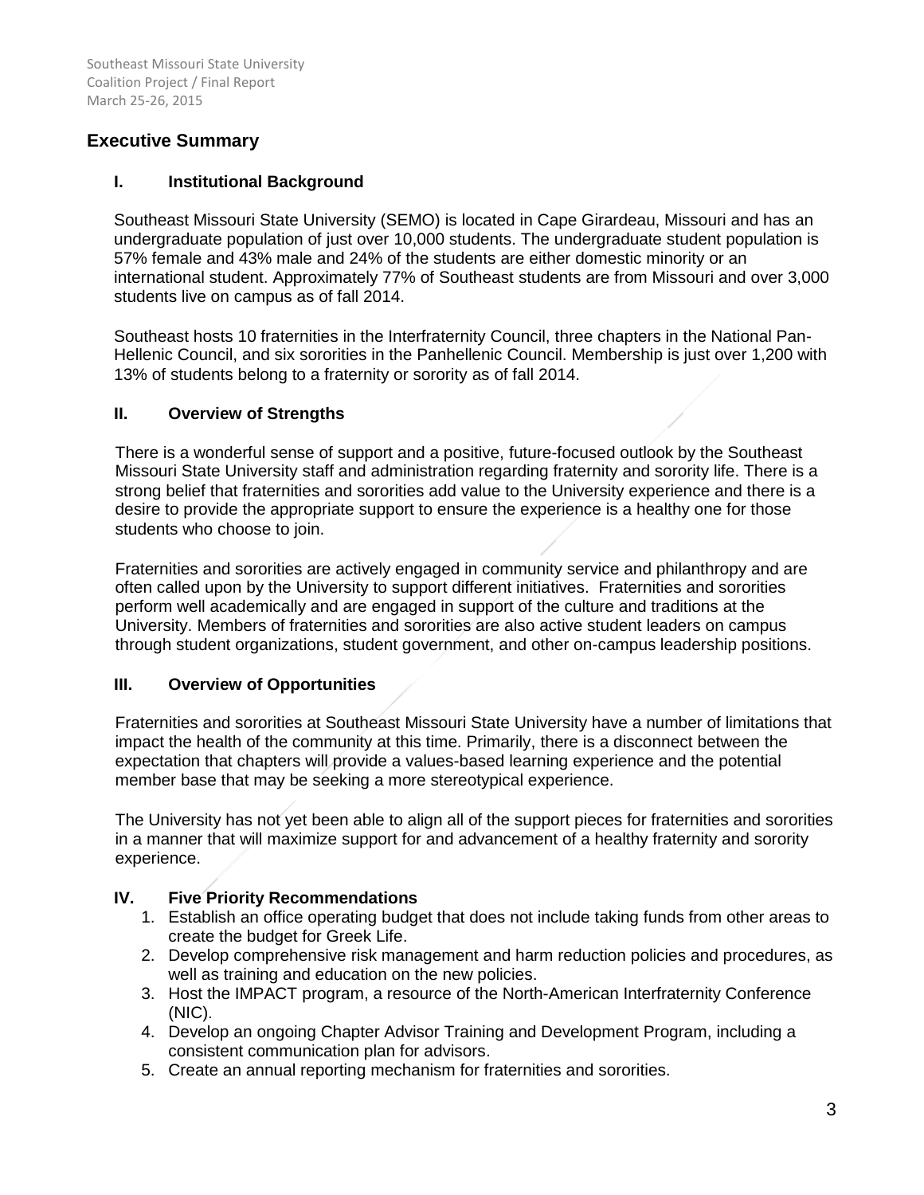## Executive Summary

### I. Institutional Background

Southeast Missouri State University (SEMO) is located in Cape Girardeau, Missouri and has an undergraduate population of just over 10,000 students. The undergraduate student population is 57% female and 43% male and 24% of the students are either domestic minority or an international student. Approximately 77% of Southeast students are from Missouri and over 3,000 students live on campus as of fall 2014.

Southeast hosts 10 fraternities in the Interfraternity Council, three chapters in the National Pan-Hellenic Council, and six sororities in the Panhellenic Council. Membership is just over 1,200 with 13% of students belong to a fraternity or sorority as of fall 2014.

### II. Overview of Strengths

There is a wonderful sense of support and a positive, future-focused outlook by the Southeast Missouri State University staff and administration regarding fraternity and sorority life. There is a strong belief that fraternities and sororities add value to the University experience and there is a desire to provide the appropriate support to ensure the experience is a healthy one for those students who choose to join.

Fraternities and sororities are actively engaged in community service and philanthropy and are often called upon by the University to support different initiatives. Fraternities and sororities perform well academically and are engaged in support of the culture and traditions at the University. Members of fraternities and sororities are also active student leaders on campus through student organizations, student government, and other on-campus leadership positions.

### III. Overview of Opportunities

Fraternities and sororities at Southeast Missouri State University have a number of limitations that impact the health of the community at this time. Primarily, there is a disconnect between the expectation that chapters will provide a values-based learning experience and the potential member base that may be seeking a more stereotypical experience.

The University has not yet been able to align all of the support pieces for fraternities and sororities in a manner that will maximize support for and advancement of a healthy fraternity and sorority experience.

### IV. Five Priority Recommendations

1. Establish an office operating budget that does not include taking funds from other areas to create the budget for Greek Life.
2. Develop comprehensive risk management and harm reduction policies and procedures, as well as training and education on the new policies.
3. Host the IMPACT program, a resource of the North-American Interfraternity Conference (NIC).
4. Develop an ongoing Chapter Advisor Training and Development Program, including a consistent communication plan for advisors.
5. Create an annual reporting mechanism for fraternities and sororities.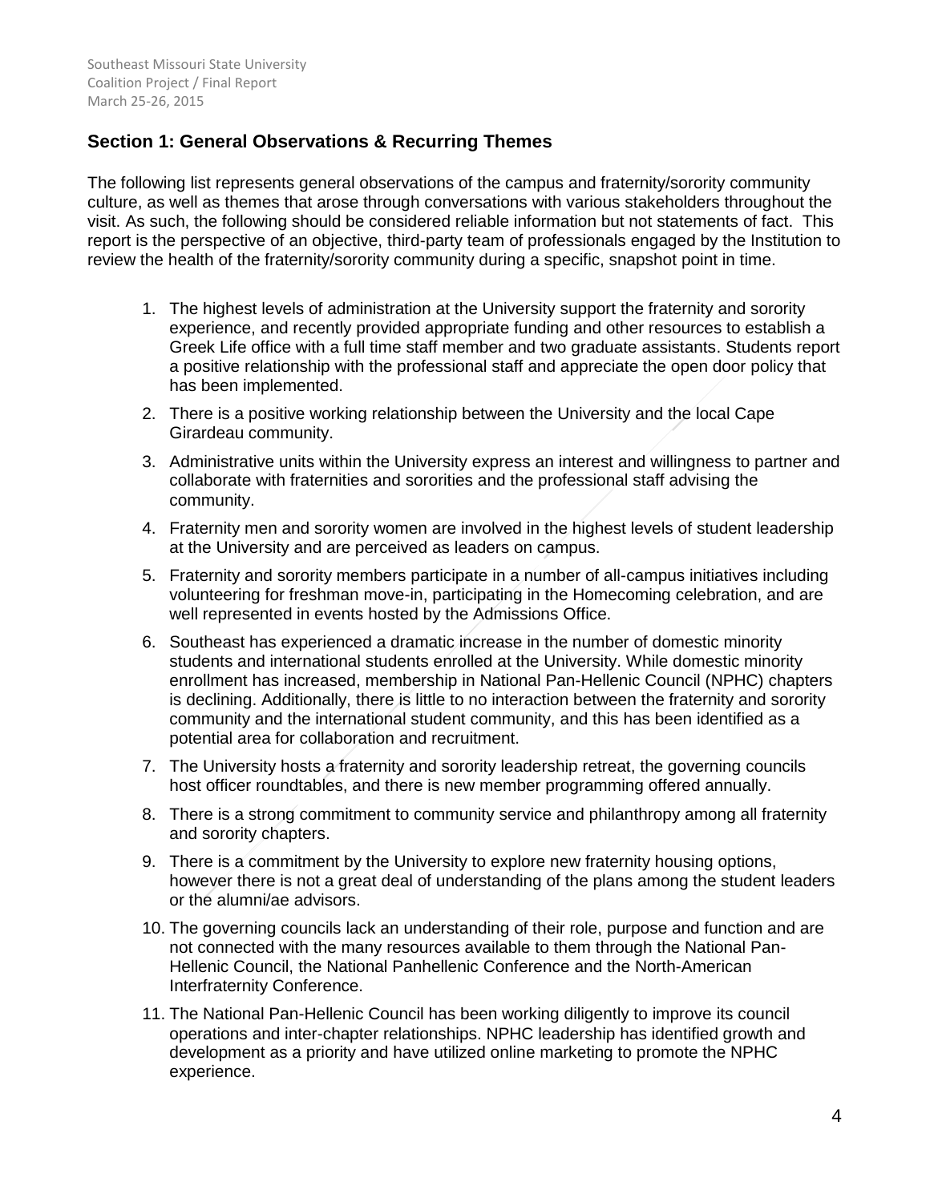## Section 1: General Observations & Recurring Themes

The following list represents general observations of the campus and fraternity/sorority community culture, as well as themes that arose through conversations with various stakeholders throughout the visit. As such, the following should be considered reliable information but not statements of fact. This report is the perspective of an objective, third-party team of professionals engaged by the Institution to review the health of the fraternity/sorority community during a specific, snapshot point in time.

1. The highest levels of administration at the University support the fraternity and sorority experience, and recently provided appropriate funding and other resources to establish a Greek Life office with a full time staff member and two graduate assistants. Students report a positive relationship with the professional staff and appreciate the open door policy that has been implemented.
2. There is a positive working relationship between the University and the local Cape Girardeau community.
3. Administrative units within the University express an interest and willingness to partner and collaborate with fraternities and sororities and the professional staff advising the community.
4. Fraternity men and sorority women are involved in the highest levels of student leadership at the University and are perceived as leaders on campus.
5. Fraternity and sorority members participate in a number of all-campus initiatives including volunteering for freshman move-in, participating in the Homecoming celebration, and are well represented in events hosted by the Admissions Office.
6. Southeast has experienced a dramatic increase in the number of domestic minority students and international students enrolled at the University. While domestic minority enrollment has increased, membership in National Pan-Hellenic Council (NPHC) chapters is declining. Additionally, there is little to no interaction between the fraternity and sorority community and the international student community, and this has been identified as a potential area for collaboration and recruitment.
7. The University hosts a fraternity and sorority leadership retreat, the governing councils host officer roundtables, and there is new member programming offered annually.
8. There is a strong commitment to community service and philanthropy among all fraternity and sorority chapters.
9. There is a commitment by the University to explore new fraternity housing options, however there is not a great deal of understanding of the plans among the student leaders or the alumni/ae advisors.
10. The governing councils lack an understanding of their role, purpose and function and are not connected with the many resources available to them through the National Pan-Hellenic Council, the National Panhellenic Conference and the North-American Interfraternity Conference.
11. The National Pan-Hellenic Council has been working diligently to improve its council operations and inter-chapter relationships. NPHC leadership has identified growth and development as a priority and have utilized online marketing to promote the NPHC experience.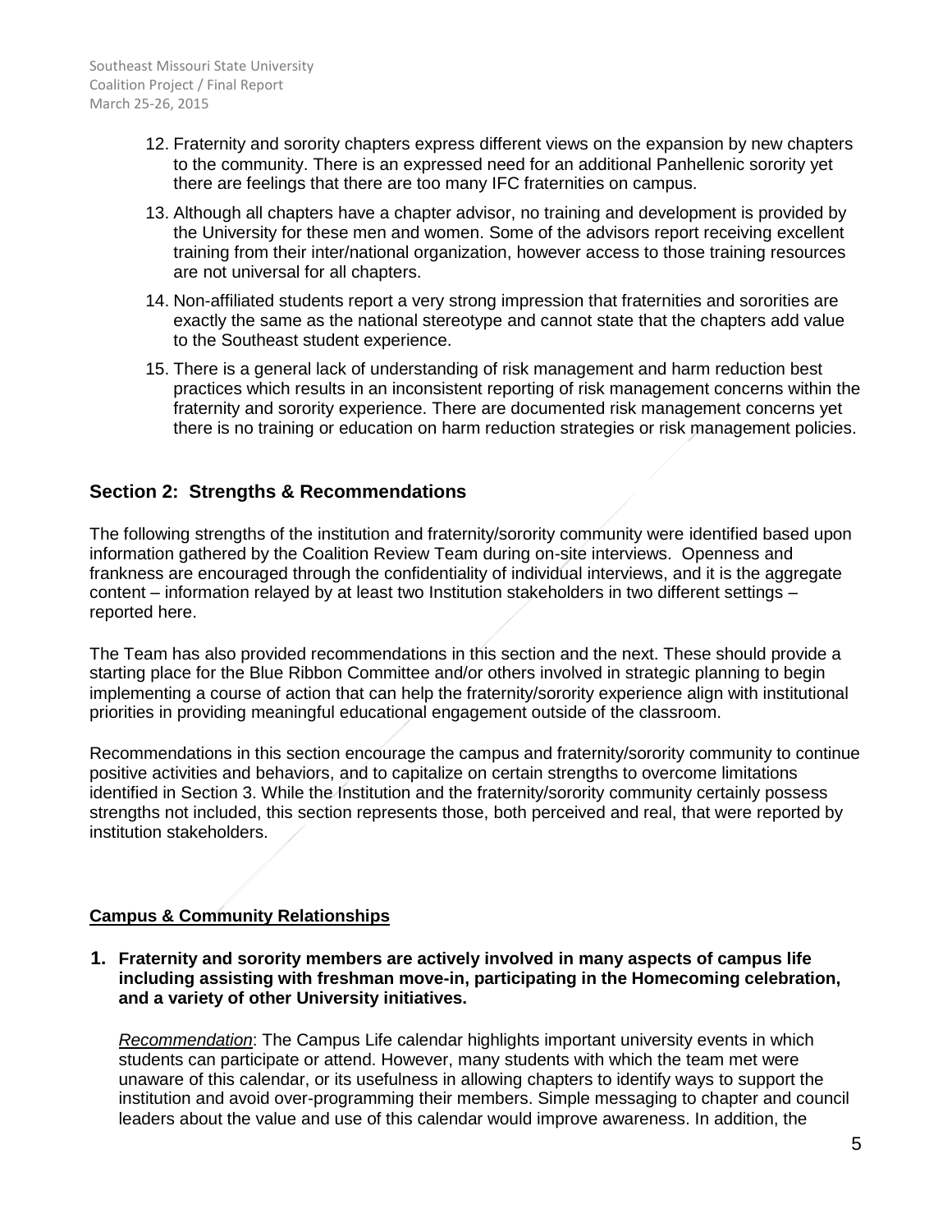12. Fraternity and sorority chapters express different views on the expansion by new chapters to the community. There is an expressed need for an additional Panhellenic sorority yet there are feelings that there are too many IFC fraternities on campus.
13. Although all chapters have a chapter advisor, no training and development is provided by the University for these men and women. Some of the advisors report receiving excellent training from their inter/national organization, however access to those training resources are not universal for all chapters.
14. Non-affiliated students report a very strong impression that fraternities and sororities are exactly the same as the national stereotype and cannot state that the chapters add value to the Southeast student experience.
15. There is a general lack of understanding of risk management and harm reduction best practices which results in an inconsistent reporting of risk management concerns within the fraternity and sorority experience. There are documented risk management concerns yet there is no training or education on harm reduction strategies or risk management policies.

## Section 2: Strengths & Recommendations

The following strengths of the institution and fraternity/sorority community were identified based upon information gathered by the Coalition Review Team during on-site interviews. Openness and frankness are encouraged through the confidentiality of individual interviews, and it is the aggregate content – information relayed by at least two Institution stakeholders in two different settings – reported here.

The Team has also provided recommendations in this section and the next. These should provide a starting place for the Blue Ribbon Committee and/or others involved in strategic planning to begin implementing a course of action that can help the fraternity/sorority experience align with institutional priorities in providing meaningful educational engagement outside of the classroom.

Recommendations in this section encourage the campus and fraternity/sorority community to continue positive activities and behaviors, and to capitalize on certain strengths to overcome limitations identified in Section 3. While the Institution and the fraternity/sorority community certainly possess strengths not included, this section represents those, both perceived and real, that were reported by institution stakeholders.

### Campus & Community Relationships

**1. Fraternity and sorority members are actively involved in many aspects of campus life including assisting with freshman move-in, participating in the Homecoming celebration, and a variety of other University initiatives.**

*Recommendation*: The Campus Life calendar highlights important university events in which students can participate or attend. However, many students with which the team met were unaware of this calendar, or its usefulness in allowing chapters to identify ways to support the institution and avoid over-programming their members. Simple messaging to chapter and council leaders about the value and use of this calendar would improve awareness. In addition, the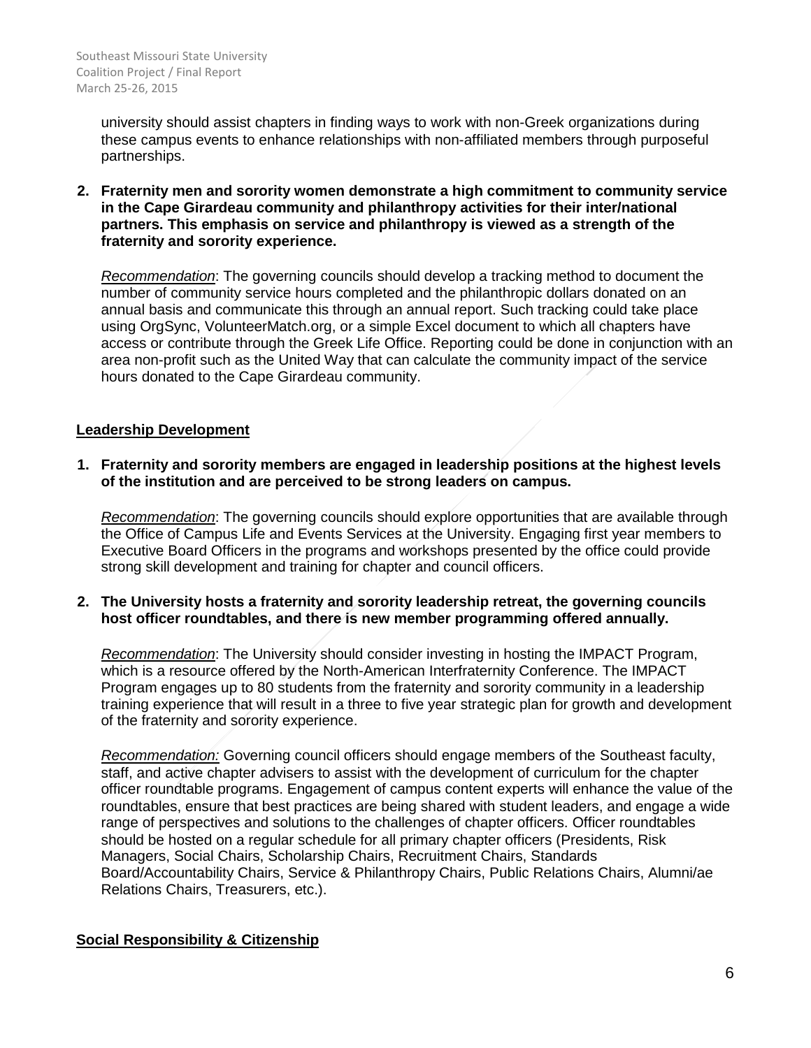university should assist chapters in finding ways to work with non-Greek organizations during these campus events to enhance relationships with non-affiliated members through purposeful partnerships.

2. **Fraternity men and sorority women demonstrate a high commitment to community service in the Cape Girardeau community and philanthropy activities for their inter/national partners. This emphasis on service and philanthropy is viewed as a strength of the fraternity and sorority experience.**

   *Recommendation*: The governing councils should develop a tracking method to document the number of community service hours completed and the philanthropic dollars donated on an annual basis and communicate this through an annual report. Such tracking could take place using OrgSync, VolunteerMatch.org, or a simple Excel document to which all chapters have access or contribute through the Greek Life Office. Reporting could be done in conjunction with an area non-profit such as the United Way that can calculate the community impact of the service hours donated to the Cape Girardeau community.

## Leadership Development

1. **Fraternity and sorority members are engaged in leadership positions at the highest levels of the institution and are perceived to be strong leaders on campus.**

   *Recommendation*: The governing councils should explore opportunities that are available through the Office of Campus Life and Events Services at the University. Engaging first year members to Executive Board Officers in the programs and workshops presented by the office could provide strong skill development and training for chapter and council officers.

2. **The University hosts a fraternity and sorority leadership retreat, the governing councils host officer roundtables, and there is new member programming offered annually.**

   *Recommendation*: The University should consider investing in hosting the IMPACT Program, which is a resource offered by the North-American Interfraternity Conference. The IMPACT Program engages up to 80 students from the fraternity and sorority community in a leadership training experience that will result in a three to five year strategic plan for growth and development of the fraternity and sorority experience.

   *Recommendation:* Governing council officers should engage members of the Southeast faculty, staff, and active chapter advisers to assist with the development of curriculum for the chapter officer roundtable programs. Engagement of campus content experts will enhance the value of the roundtables, ensure that best practices are being shared with student leaders, and engage a wide range of perspectives and solutions to the challenges of chapter officers. Officer roundtables should be hosted on a regular schedule for all primary chapter officers (Presidents, Risk Managers, Social Chairs, Scholarship Chairs, Recruitment Chairs, Standards Board/Accountability Chairs, Service & Philanthropy Chairs, Public Relations Chairs, Alumni/ae Relations Chairs, Treasurers, etc.).

## Social Responsibility & Citizenship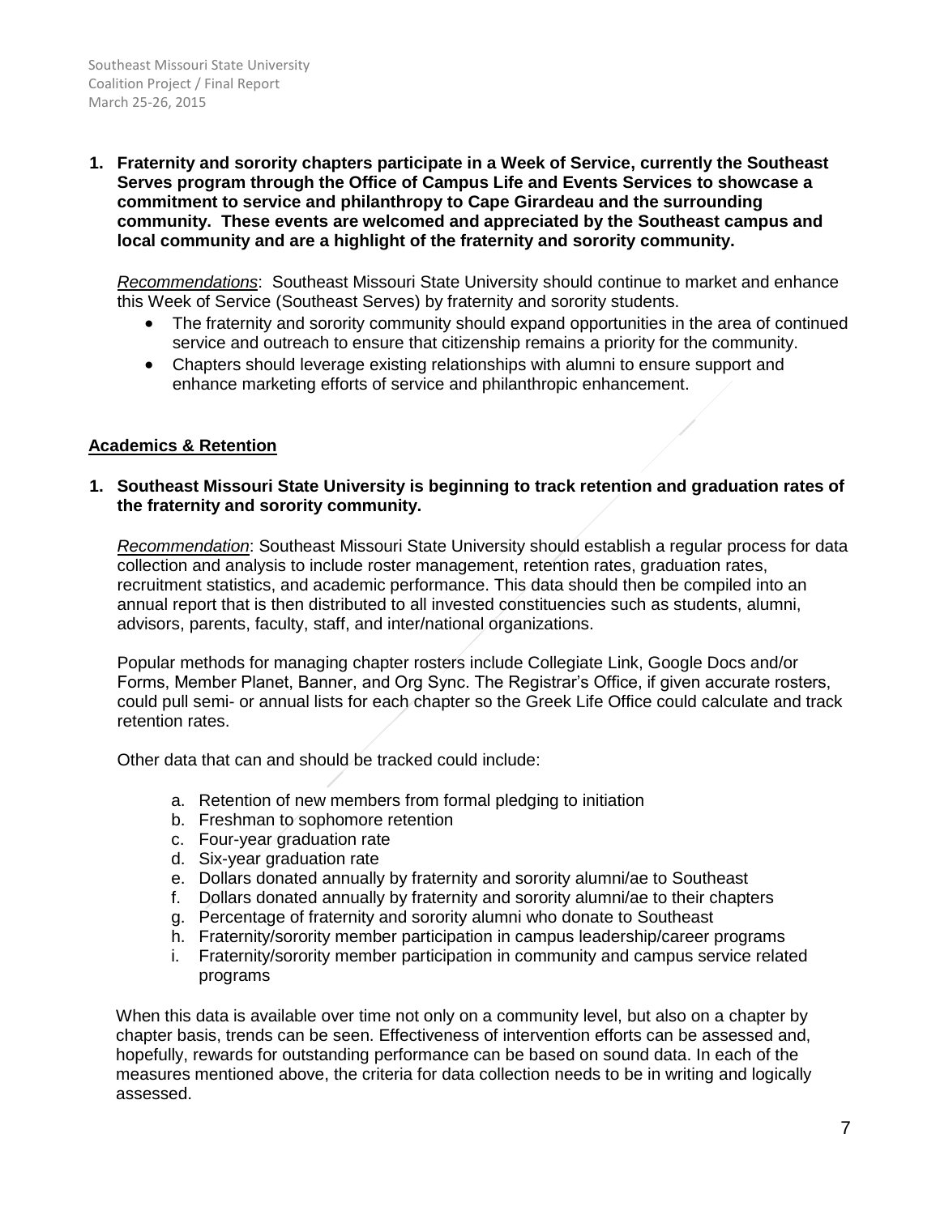**1. Fraternity and sorority chapters participate in a Week of Service, currently the Southeast Serves program through the Office of Campus Life and Events Services to showcase a commitment to service and philanthropy to Cape Girardeau and the surrounding community. These events are welcomed and appreciated by the Southeast campus and local community and are a highlight of the fraternity and sorority community.**

*Recommendations*: Southeast Missouri State University should continue to market and enhance this Week of Service (Southeast Serves) by fraternity and sorority students.

- The fraternity and sorority community should expand opportunities in the area of continued service and outreach to ensure that citizenship remains a priority for the community.
- Chapters should leverage existing relationships with alumni to ensure support and enhance marketing efforts of service and philanthropic enhancement.

## Academics & Retention

**1. Southeast Missouri State University is beginning to track retention and graduation rates of the fraternity and sorority community.**

*Recommendation*: Southeast Missouri State University should establish a regular process for data collection and analysis to include roster management, retention rates, graduation rates, recruitment statistics, and academic performance. This data should then be compiled into an annual report that is then distributed to all invested constituencies such as students, alumni, advisors, parents, faculty, staff, and inter/national organizations.

Popular methods for managing chapter rosters include Collegiate Link, Google Docs and/or Forms, Member Planet, Banner, and Org Sync. The Registrar's Office, if given accurate rosters, could pull semi- or annual lists for each chapter so the Greek Life Office could calculate and track retention rates.

Other data that can and should be tracked could include:

a. Retention of new members from formal pledging to initiation
b. Freshman to sophomore retention
c. Four-year graduation rate
d. Six-year graduation rate
e. Dollars donated annually by fraternity and sorority alumni/ae to Southeast
f. Dollars donated annually by fraternity and sorority alumni/ae to their chapters
g. Percentage of fraternity and sorority alumni who donate to Southeast
h. Fraternity/sorority member participation in campus leadership/career programs
i. Fraternity/sorority member participation in community and campus service related programs

When this data is available over time not only on a community level, but also on a chapter by chapter basis, trends can be seen. Effectiveness of intervention efforts can be assessed and, hopefully, rewards for outstanding performance can be based on sound data. In each of the measures mentioned above, the criteria for data collection needs to be in writing and logically assessed.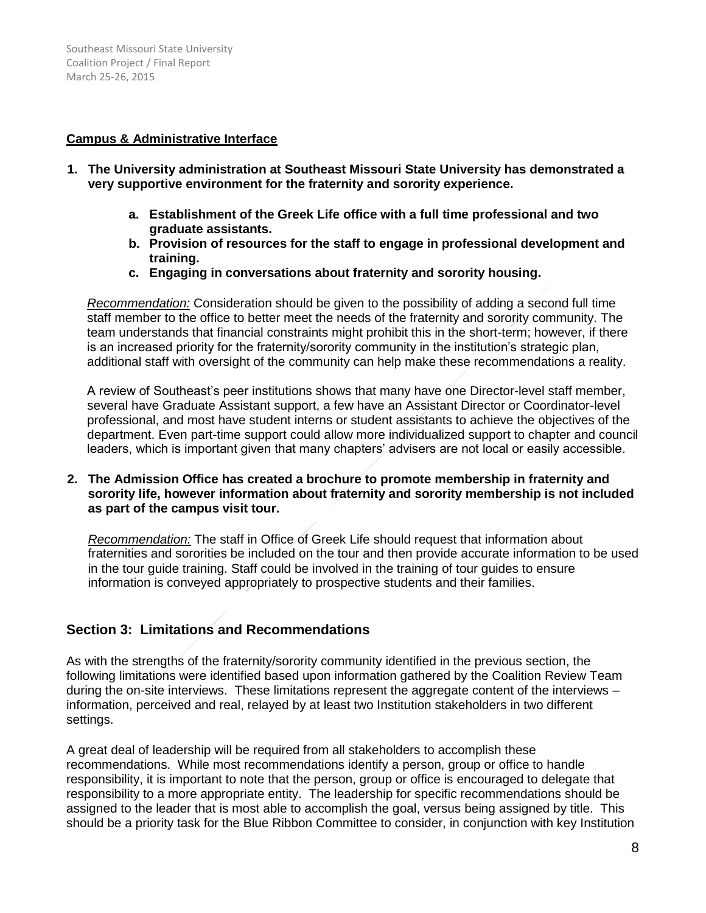**Campus & Administrative Interface**

1. **The University administration at Southeast Missouri State University has demonstrated a very supportive environment for the fraternity and sorority experience.**

    a. **Establishment of the Greek Life office with a full time professional and two graduate assistants.**
    b. **Provision of resources for the staff to engage in professional development and training.**
    c. **Engaging in conversations about fraternity and sorority housing.**

    *Recommendation:* Consideration should be given to the possibility of adding a second full time staff member to the office to better meet the needs of the fraternity and sorority community. The team understands that financial constraints might prohibit this in the short-term; however, if there is an increased priority for the fraternity/sorority community in the institution's strategic plan, additional staff with oversight of the community can help make these recommendations a reality.

    A review of Southeast's peer institutions shows that many have one Director-level staff member, several have Graduate Assistant support, a few have an Assistant Director or Coordinator-level professional, and most have student interns or student assistants to achieve the objectives of the department. Even part-time support could allow more individualized support to chapter and council leaders, which is important given that many chapters' advisers are not local or easily accessible.

2. **The Admission Office has created a brochure to promote membership in fraternity and sorority life, however information about fraternity and sorority membership is not included as part of the campus visit tour.**

    *Recommendation:* The staff in Office of Greek Life should request that information about fraternities and sororities be included on the tour and then provide accurate information to be used in the tour guide training. Staff could be involved in the training of tour guides to ensure information is conveyed appropriately to prospective students and their families.

## Section 3: Limitations and Recommendations

As with the strengths of the fraternity/sorority community identified in the previous section, the following limitations were identified based upon information gathered by the Coalition Review Team during the on-site interviews. These limitations represent the aggregate content of the interviews – information, perceived and real, relayed by at least two Institution stakeholders in two different settings.

A great deal of leadership will be required from all stakeholders to accomplish these recommendations. While most recommendations identify a person, group or office to handle responsibility, it is important to note that the person, group or office is encouraged to delegate that responsibility to a more appropriate entity. The leadership for specific recommendations should be assigned to the leader that is most able to accomplish the goal, versus being assigned by title. This should be a priority task for the Blue Ribbon Committee to consider, in conjunction with key Institution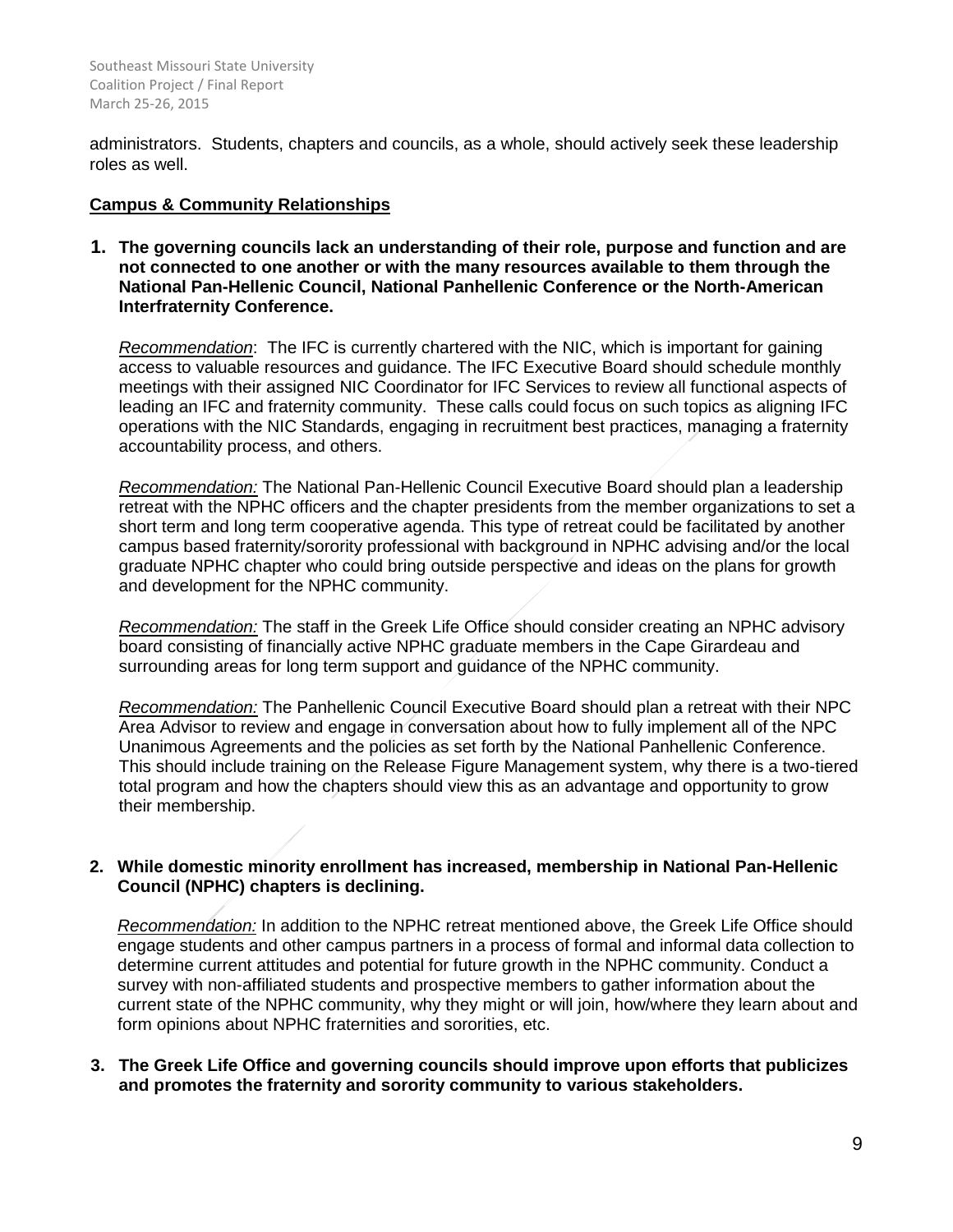administrators. Students, chapters and councils, as a whole, should actively seek these leadership roles as well.

## Campus & Community Relationships

**1. The governing councils lack an understanding of their role, purpose and function and are not connected to one another or with the many resources available to them through the National Pan-Hellenic Council, National Panhellenic Conference or the North-American Interfraternity Conference.**

*Recommendation*: The IFC is currently chartered with the NIC, which is important for gaining access to valuable resources and guidance. The IFC Executive Board should schedule monthly meetings with their assigned NIC Coordinator for IFC Services to review all functional aspects of leading an IFC and fraternity community. These calls could focus on such topics as aligning IFC operations with the NIC Standards, engaging in recruitment best practices, managing a fraternity accountability process, and others.

*Recommendation:* The National Pan-Hellenic Council Executive Board should plan a leadership retreat with the NPHC officers and the chapter presidents from the member organizations to set a short term and long term cooperative agenda. This type of retreat could be facilitated by another campus based fraternity/sorority professional with background in NPHC advising and/or the local graduate NPHC chapter who could bring outside perspective and ideas on the plans for growth and development for the NPHC community.

*Recommendation:* The staff in the Greek Life Office should consider creating an NPHC advisory board consisting of financially active NPHC graduate members in the Cape Girardeau and surrounding areas for long term support and guidance of the NPHC community.

*Recommendation:* The Panhellenic Council Executive Board should plan a retreat with their NPC Area Advisor to review and engage in conversation about how to fully implement all of the NPC Unanimous Agreements and the policies as set forth by the National Panhellenic Conference. This should include training on the Release Figure Management system, why there is a two-tiered total program and how the chapters should view this as an advantage and opportunity to grow their membership.

**2. While domestic minority enrollment has increased, membership in National Pan-Hellenic Council (NPHC) chapters is declining.**

*Recommendation:* In addition to the NPHC retreat mentioned above, the Greek Life Office should engage students and other campus partners in a process of formal and informal data collection to determine current attitudes and potential for future growth in the NPHC community. Conduct a survey with non-affiliated students and prospective members to gather information about the current state of the NPHC community, why they might or will join, how/where they learn about and form opinions about NPHC fraternities and sororities, etc.

**3. The Greek Life Office and governing councils should improve upon efforts that publicizes and promotes the fraternity and sorority community to various stakeholders.**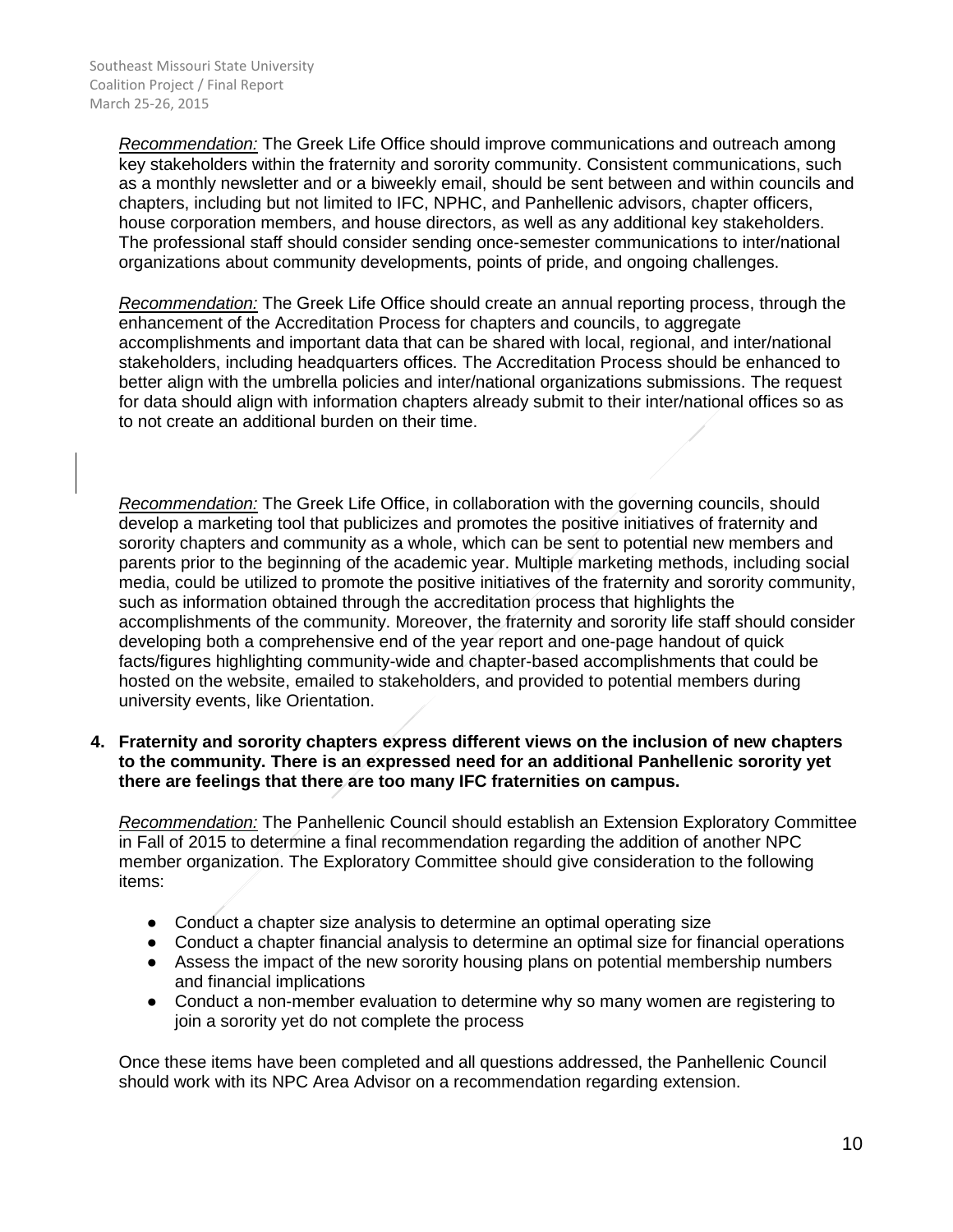*Recommendation:* The Greek Life Office should improve communications and outreach among key stakeholders within the fraternity and sorority community. Consistent communications, such as a monthly newsletter and or a biweekly email, should be sent between and within councils and chapters, including but not limited to IFC, NPHC, and Panhellenic advisors, chapter officers, house corporation members, and house directors, as well as any additional key stakeholders. The professional staff should consider sending once-semester communications to inter/national organizations about community developments, points of pride, and ongoing challenges.

*Recommendation:* The Greek Life Office should create an annual reporting process, through the enhancement of the Accreditation Process for chapters and councils, to aggregate accomplishments and important data that can be shared with local, regional, and inter/national stakeholders, including headquarters offices. The Accreditation Process should be enhanced to better align with the umbrella policies and inter/national organizations submissions. The request for data should align with information chapters already submit to their inter/national offices so as to not create an additional burden on their time.

*Recommendation:* The Greek Life Office, in collaboration with the governing councils, should develop a marketing tool that publicizes and promotes the positive initiatives of fraternity and sorority chapters and community as a whole, which can be sent to potential new members and parents prior to the beginning of the academic year. Multiple marketing methods, including social media, could be utilized to promote the positive initiatives of the fraternity and sorority community, such as information obtained through the accreditation process that highlights the accomplishments of the community. Moreover, the fraternity and sorority life staff should consider developing both a comprehensive end of the year report and one-page handout of quick facts/figures highlighting community-wide and chapter-based accomplishments that could be hosted on the website, emailed to stakeholders, and provided to potential members during university events, like Orientation.

**4. Fraternity and sorority chapters express different views on the inclusion of new chapters to the community. There is an expressed need for an additional Panhellenic sorority yet there are feelings that there are too many IFC fraternities on campus.**

*Recommendation:* The Panhellenic Council should establish an Extension Exploratory Committee in Fall of 2015 to determine a final recommendation regarding the addition of another NPC member organization. The Exploratory Committee should give consideration to the following items:

- Conduct a chapter size analysis to determine an optimal operating size
- Conduct a chapter financial analysis to determine an optimal size for financial operations
- Assess the impact of the new sorority housing plans on potential membership numbers and financial implications
- Conduct a non-member evaluation to determine why so many women are registering to join a sorority yet do not complete the process

Once these items have been completed and all questions addressed, the Panhellenic Council should work with its NPC Area Advisor on a recommendation regarding extension.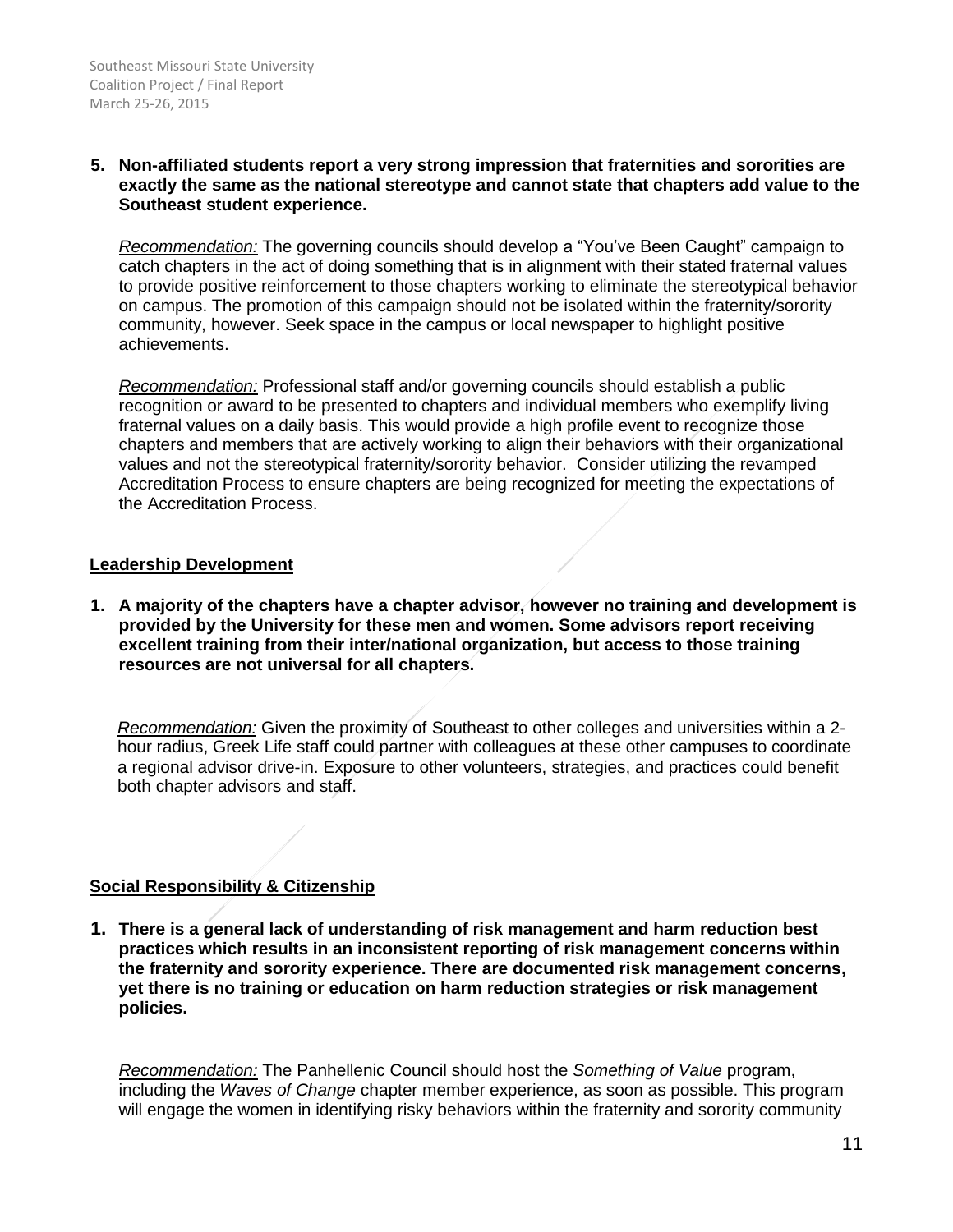**5. Non-affiliated students report a very strong impression that fraternities and sororities are exactly the same as the national stereotype and cannot state that chapters add value to the Southeast student experience.**

*Recommendation:* The governing councils should develop a "You've Been Caught" campaign to catch chapters in the act of doing something that is in alignment with their stated fraternal values to provide positive reinforcement to those chapters working to eliminate the stereotypical behavior on campus. The promotion of this campaign should not be isolated within the fraternity/sorority community, however. Seek space in the campus or local newspaper to highlight positive achievements.

*Recommendation:* Professional staff and/or governing councils should establish a public recognition or award to be presented to chapters and individual members who exemplify living fraternal values on a daily basis. This would provide a high profile event to recognize those chapters and members that are actively working to align their behaviors with their organizational values and not the stereotypical fraternity/sorority behavior. Consider utilizing the revamped Accreditation Process to ensure chapters are being recognized for meeting the expectations of the Accreditation Process.

## Leadership Development

**1. A majority of the chapters have a chapter advisor, however no training and development is provided by the University for these men and women. Some advisors report receiving excellent training from their inter/national organization, but access to those training resources are not universal for all chapters.**

*Recommendation:* Given the proximity of Southeast to other colleges and universities within a 2-hour radius, Greek Life staff could partner with colleagues at these other campuses to coordinate a regional advisor drive-in. Exposure to other volunteers, strategies, and practices could benefit both chapter advisors and staff.

## Social Responsibility & Citizenship

**1. There is a general lack of understanding of risk management and harm reduction best practices which results in an inconsistent reporting of risk management concerns within the fraternity and sorority experience. There are documented risk management concerns, yet there is no training or education on harm reduction strategies or risk management policies.**

*Recommendation:* The Panhellenic Council should host the *Something of Value* program, including the *Waves of Change* chapter member experience, as soon as possible. This program will engage the women in identifying risky behaviors within the fraternity and sorority community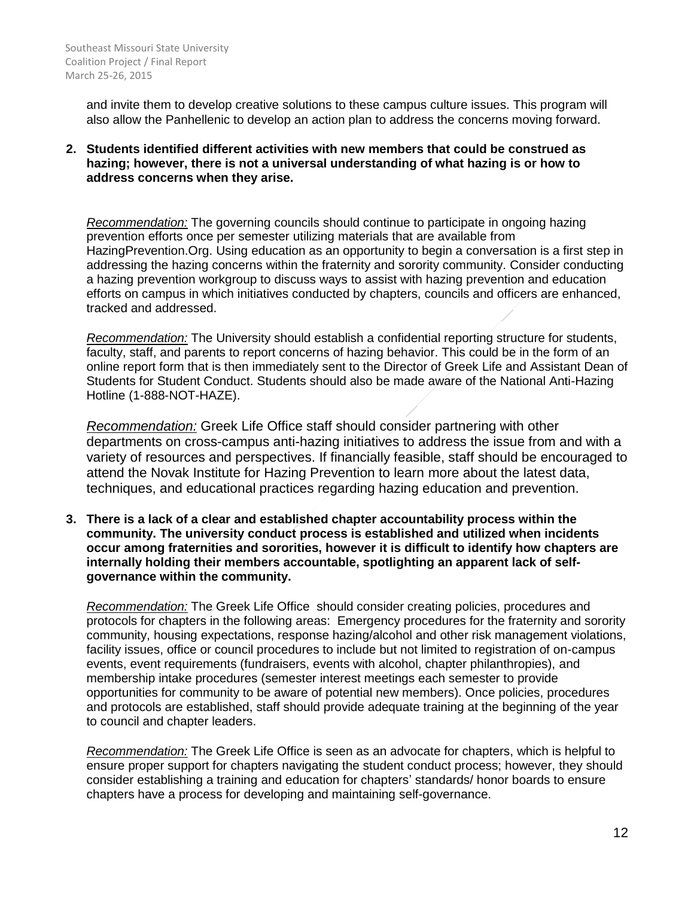and invite them to develop creative solutions to these campus culture issues. This program will also allow the Panhellenic to develop an action plan to address the concerns moving forward.

**2. Students identified different activities with new members that could be construed as hazing; however, there is not a universal understanding of what hazing is or how to address concerns when they arise.**

*Recommendation:* The governing councils should continue to participate in ongoing hazing prevention efforts once per semester utilizing materials that are available from HazingPrevention.Org. Using education as an opportunity to begin a conversation is a first step in addressing the hazing concerns within the fraternity and sorority community. Consider conducting a hazing prevention workgroup to discuss ways to assist with hazing prevention and education efforts on campus in which initiatives conducted by chapters, councils and officers are enhanced, tracked and addressed.

*Recommendation:* The University should establish a confidential reporting structure for students, faculty, staff, and parents to report concerns of hazing behavior. This could be in the form of an online report form that is then immediately sent to the Director of Greek Life and Assistant Dean of Students for Student Conduct. Students should also be made aware of the National Anti-Hazing Hotline (1-888-NOT-HAZE).

*Recommendation:* Greek Life Office staff should consider partnering with other departments on cross-campus anti-hazing initiatives to address the issue from and with a variety of resources and perspectives. If financially feasible, staff should be encouraged to attend the Novak Institute for Hazing Prevention to learn more about the latest data, techniques, and educational practices regarding hazing education and prevention.

**3. There is a lack of a clear and established chapter accountability process within the community. The university conduct process is established and utilized when incidents occur among fraternities and sororities, however it is difficult to identify how chapters are internally holding their members accountable, spotlighting an apparent lack of self-governance within the community.**

*Recommendation:* The Greek Life Office should consider creating policies, procedures and protocols for chapters in the following areas: Emergency procedures for the fraternity and sorority community, housing expectations, response hazing/alcohol and other risk management violations, facility issues, office or council procedures to include but not limited to registration of on-campus events, event requirements (fundraisers, events with alcohol, chapter philanthropies), and membership intake procedures (semester interest meetings each semester to provide opportunities for community to be aware of potential new members). Once policies, procedures and protocols are established, staff should provide adequate training at the beginning of the year to council and chapter leaders.

*Recommendation:* The Greek Life Office is seen as an advocate for chapters, which is helpful to ensure proper support for chapters navigating the student conduct process; however, they should consider establishing a training and education for chapters' standards/ honor boards to ensure chapters have a process for developing and maintaining self-governance.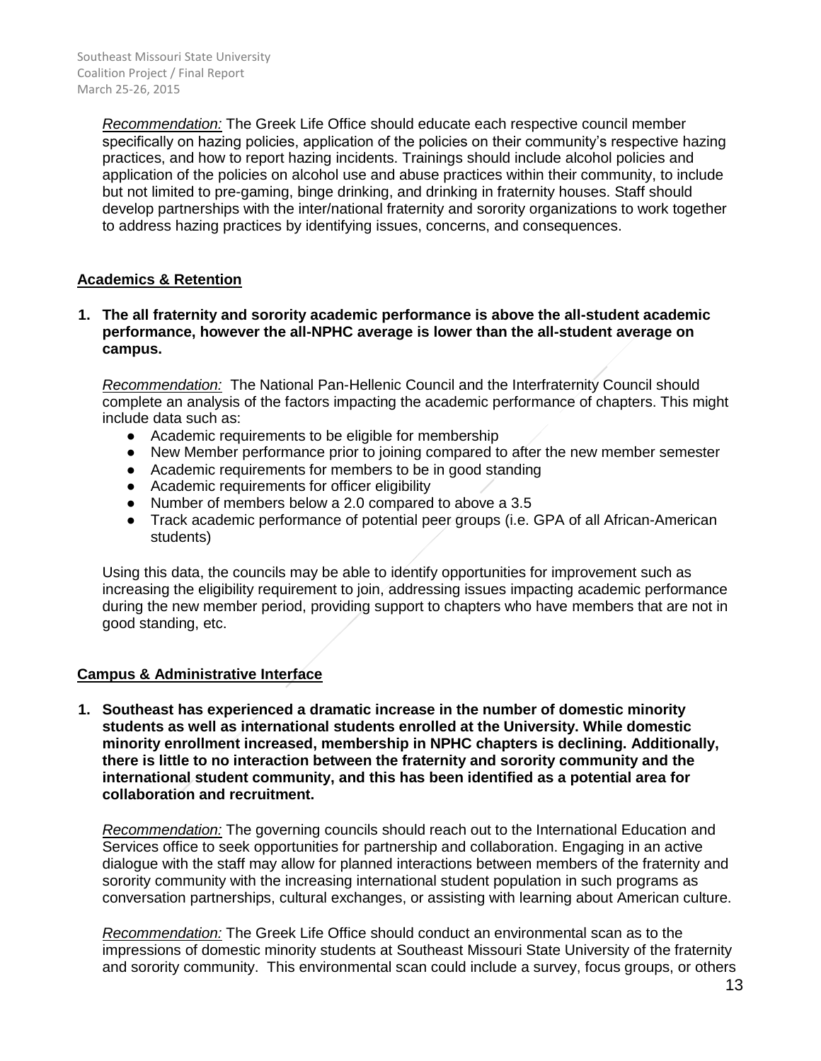*Recommendation:* The Greek Life Office should educate each respective council member specifically on hazing policies, application of the policies on their community's respective hazing practices, and how to report hazing incidents. Trainings should include alcohol policies and application of the policies on alcohol use and abuse practices within their community, to include but not limited to pre-gaming, binge drinking, and drinking in fraternity houses. Staff should develop partnerships with the inter/national fraternity and sorority organizations to work together to address hazing practices by identifying issues, concerns, and consequences.

**Academics & Retention**

1. **The all fraternity and sorority academic performance is above the all-student academic performance, however the all-NPHC average is lower than the all-student average on campus.**

   *Recommendation:* The National Pan-Hellenic Council and the Interfraternity Council should complete an analysis of the factors impacting the academic performance of chapters. This might include data such as:

   - Academic requirements to be eligible for membership
   - New Member performance prior to joining compared to after the new member semester
   - Academic requirements for members to be in good standing
   - Academic requirements for officer eligibility
   - Number of members below a 2.0 compared to above a 3.5
   - Track academic performance of potential peer groups (i.e. GPA of all African-American students)

   Using this data, the councils may be able to identify opportunities for improvement such as increasing the eligibility requirement to join, addressing issues impacting academic performance during the new member period, providing support to chapters who have members that are not in good standing, etc.

**Campus & Administrative Interface**

1. **Southeast has experienced a dramatic increase in the number of domestic minority students as well as international students enrolled at the University. While domestic minority enrollment increased, membership in NPHC chapters is declining. Additionally, there is little to no interaction between the fraternity and sorority community and the international student community, and this has been identified as a potential area for collaboration and recruitment.**

   *Recommendation:* The governing councils should reach out to the International Education and Services office to seek opportunities for partnership and collaboration. Engaging in an active dialogue with the staff may allow for planned interactions between members of the fraternity and sorority community with the increasing international student population in such programs as conversation partnerships, cultural exchanges, or assisting with learning about American culture.

   *Recommendation:* The Greek Life Office should conduct an environmental scan as to the impressions of domestic minority students at Southeast Missouri State University of the fraternity and sorority community. This environmental scan could include a survey, focus groups, or others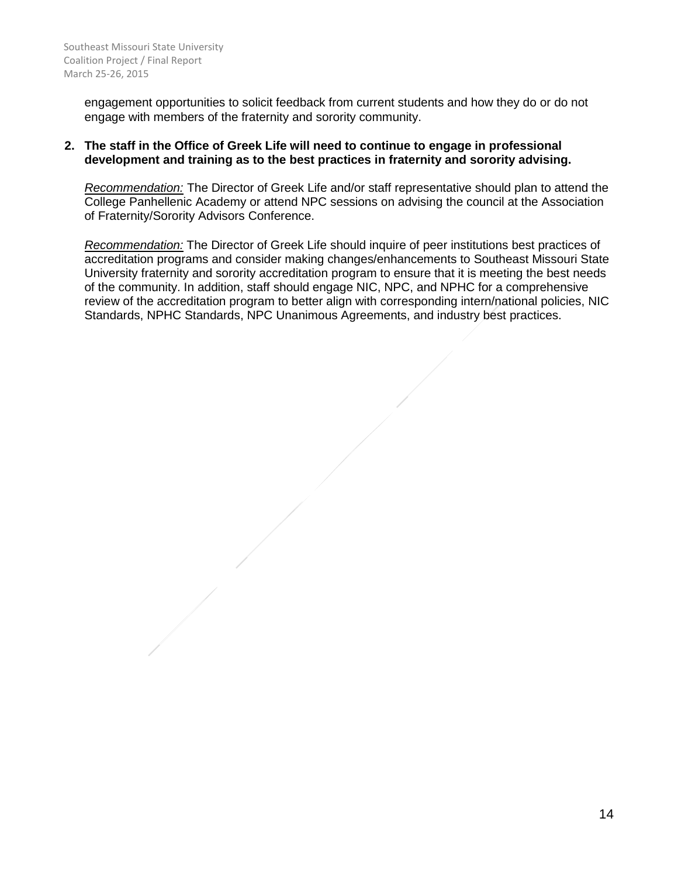engagement opportunities to solicit feedback from current students and how they do or do not engage with members of the fraternity and sorority community.

2. **The staff in the Office of Greek Life will need to continue to engage in professional development and training as to the best practices in fraternity and sorority advising.**

   *Recommendation:* The Director of Greek Life and/or staff representative should plan to attend the College Panhellenic Academy or attend NPC sessions on advising the council at the Association of Fraternity/Sorority Advisors Conference.

   *Recommendation:* The Director of Greek Life should inquire of peer institutions best practices of accreditation programs and consider making changes/enhancements to Southeast Missouri State University fraternity and sorority accreditation program to ensure that it is meeting the best needs of the community. In addition, staff should engage NIC, NPC, and NPHC for a comprehensive review of the accreditation program to better align with corresponding intern/national policies, NIC Standards, NPHC Standards, NPC Unanimous Agreements, and industry best practices.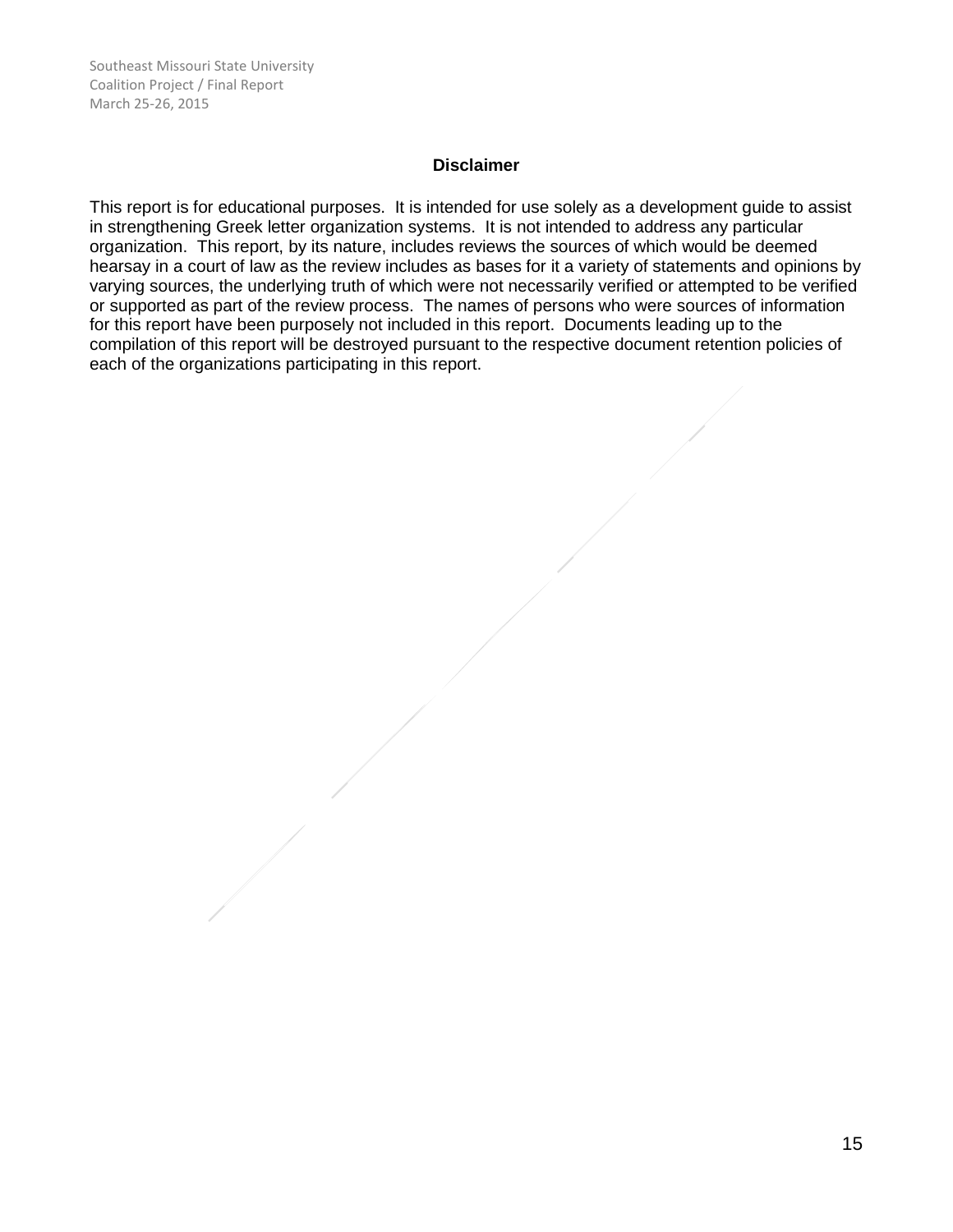## Disclaimer

This report is for educational purposes. It is intended for use solely as a development guide to assist in strengthening Greek letter organization systems. It is not intended to address any particular organization. This report, by its nature, includes reviews the sources of which would be deemed hearsay in a court of law as the review includes as bases for it a variety of statements and opinions by varying sources, the underlying truth of which were not necessarily verified or attempted to be verified or supported as part of the review process. The names of persons who were sources of information for this report have been purposely not included in this report. Documents leading up to the compilation of this report will be destroyed pursuant to the respective document retention policies of each of the organizations participating in this report.